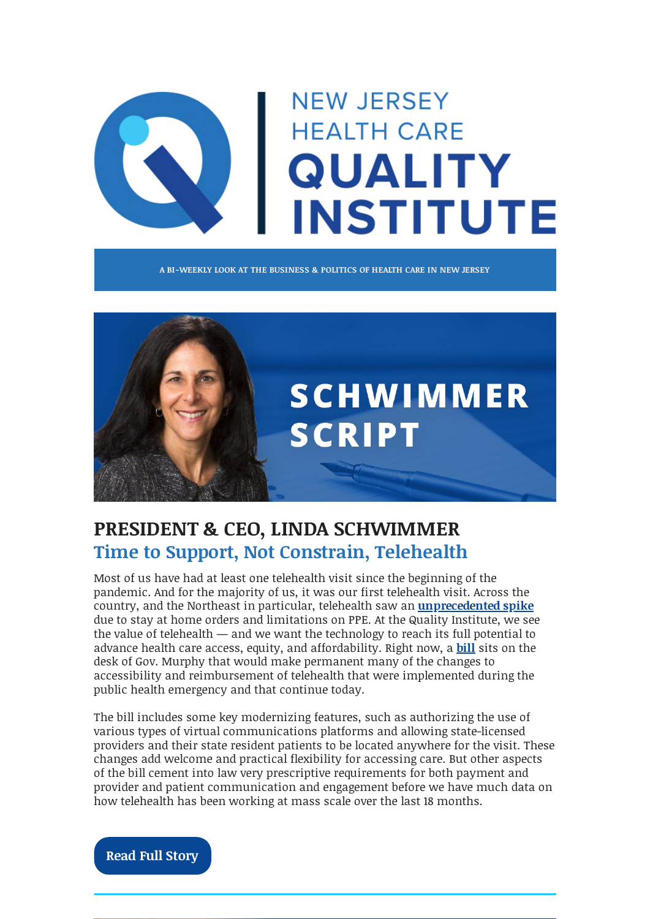# NEW JERSEY HEALTH CARE QUALITY INSTITUTE

A BI-WEEKLY LOOK AT THE BUSINESS & POLITICS OF HEALTH CARE IN NEW JERSEY

## SCHWIMMER SCRIPT

## PRESIDENT & CEO, LINDA SCHWIMMER

### Time to Support, Not Constrain, Telehealth

Most of us have had at least one telehealth visit since the beginning of the pandemic. And for the majority of us, it was our first telehealth visit. Across the country, and the Northeast in particular, telehealth saw an **unprecedented spike** due to stay at home orders and limitations on PPE. At the Quality Institute, we see the value of telehealth — and we want the technology to reach its full potential to advance health care access, equity, and affordability. Right now, a **bill** sits on the desk of Gov. Murphy that would make permanent many of the changes to accessibility and reimbursement of telehealth that were implemented during the public health emergency and that continue today.

The bill includes some key modernizing features, such as authorizing the use of various types of virtual communications platforms and allowing state-licensed providers and their state resident patients to be located anywhere for the visit. These changes add welcome and practical flexibility for accessing care. But other aspects of the bill cement into law very prescriptive requirements for both payment and provider and patient communication and engagement before we have much data on how telehealth has been working at mass scale over the last 18 months.

**Read Full Story**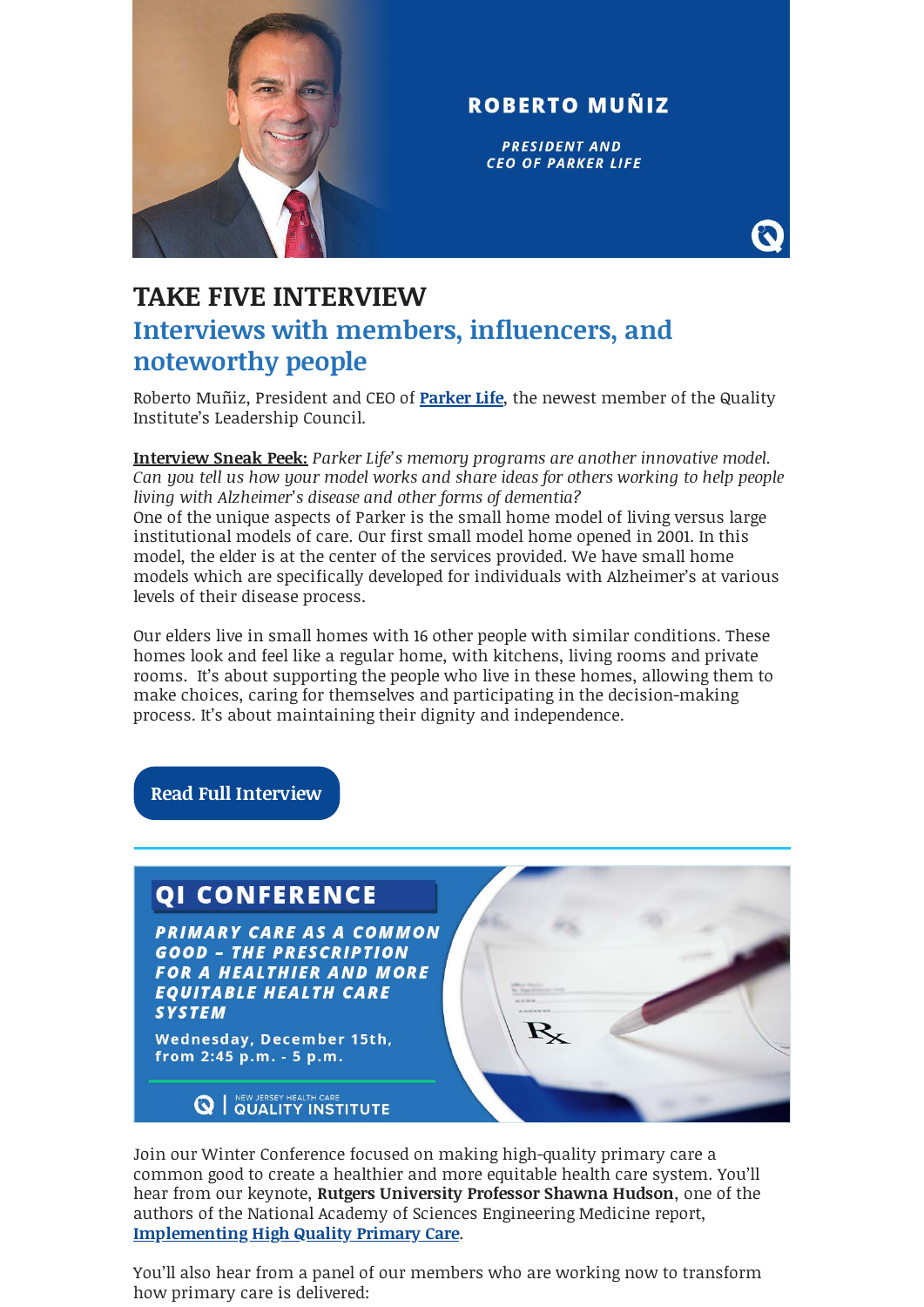ROBERTO MUÑIZ

*PRESIDENT AND CEO OF PARKER LIFE*

# TAKE FIVE INTERVIEW

## Interviews with members, influencers, and noteworthy people

Roberto Muñiz, President and CEO of **Parker Life**, the newest member of the Quality Institute's Leadership Council.

**Interview Sneak Peek:** *Parker Life's memory programs are another innovative model. Can you tell us how your model works and share ideas for others working to help people living with Alzheimer's disease and other forms of dementia?*
One of the unique aspects of Parker is the small home model of living versus large institutional models of care. Our first small model home opened in 2001. In this model, the elder is at the center of the services provided. We have small home models which are specifically developed for individuals with Alzheimer's at various levels of their disease process.

Our elders live in small homes with 16 other people with similar conditions. These homes look and feel like a regular home, with kitchens, living rooms and private rooms. It's about supporting the people who live in these homes, allowing them to make choices, caring for themselves and participating in the decision-making process. It's about maintaining their dignity and independence.

Read Full Interview

---

QI CONFERENCE

*PRIMARY CARE AS A COMMON GOOD – THE PRESCRIPTION FOR A HEALTHIER AND MORE EQUITABLE HEALTH CARE SYSTEM*

Wednesday, December 15th, from 2:45 p.m. - 5 p.m.

NEW JERSEY HEALTH CARE QUALITY INSTITUTE

Join our Winter Conference focused on making high-quality primary care a common good to create a healthier and more equitable health care system. You'll hear from our keynote, **Rutgers University Professor Shawna Hudson**, one of the authors of the National Academy of Sciences Engineering Medicine report, **Implementing High Quality Primary Care**.

You'll also hear from a panel of our members who are working now to transform how primary care is delivered: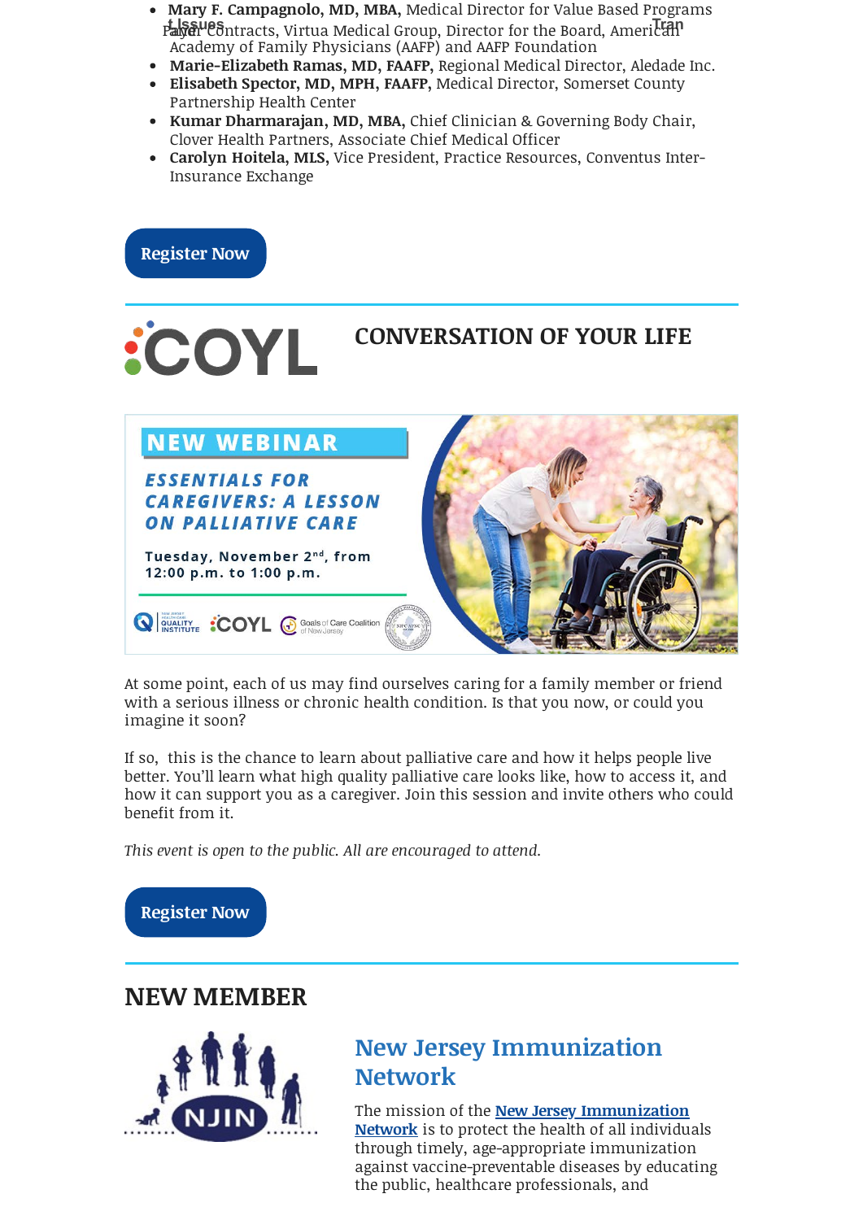- **Mary F. Campagnolo, MD, MBA,** Medical Director for Value Based Programs Payer Contracts, Virtua Medical Group, Director for the Board, American Academy of Family Physicians (AAFP) and AAFP Foundation
- **Marie-Elizabeth Ramas, MD, FAAFP,** Regional Medical Director, Aledade Inc.
- **Elisabeth Spector, MD, MPH, FAAFP,** Medical Director, Somerset County Partnership Health Center
- **Kumar Dharmarajan, MD, MBA,** Chief Clinician & Governing Body Chair, Clover Health Partners, Associate Chief Medical Officer
- **Carolyn Hoitela, MLS,** Vice President, Practice Resources, Conventus Inter-Insurance Exchange

Register Now

## CONVERSATION OF YOUR LIFE

**NEW WEBINAR**

***ESSENTIALS FOR CAREGIVERS: A LESSON ON PALLIATIVE CARE***

**Tuesday, November 2nd, from 12:00 p.m. to 1:00 p.m.**

At some point, each of us may find ourselves caring for a family member or friend with a serious illness or chronic health condition. Is that you now, or could you imagine it soon?

If so, this is the chance to learn about palliative care and how it helps people live better. You'll learn what high quality palliative care looks like, how to access it, and how it can support you as a caregiver. Join this session and invite others who could benefit from it.

*This event is open to the public. All are encouraged to attend.*

Register Now

## NEW MEMBER

### New Jersey Immunization Network

The mission of the New Jersey Immunization Network is to protect the health of all individuals through timely, age-appropriate immunization against vaccine-preventable diseases by educating the public, healthcare professionals, and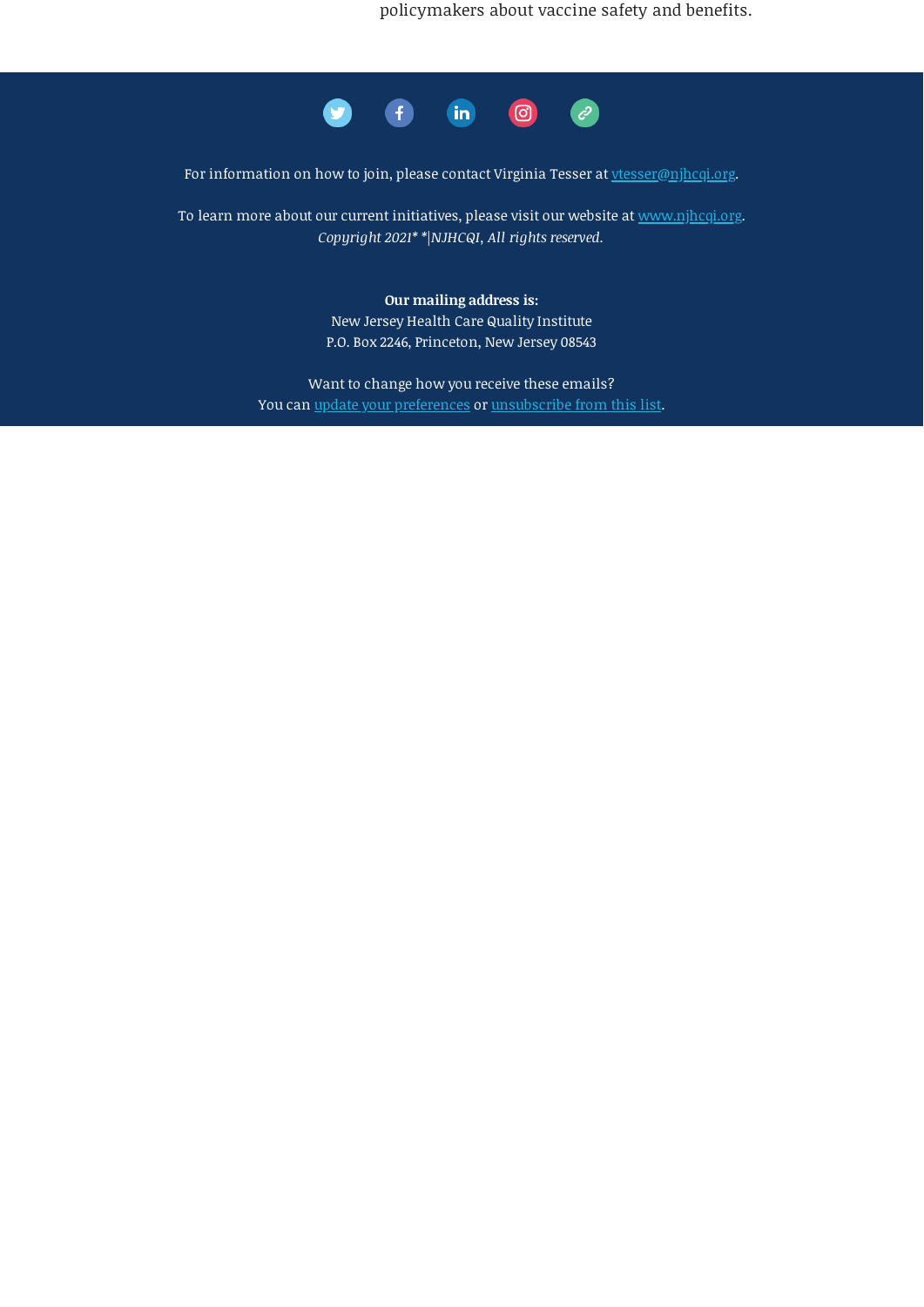policymakers about vaccine safety and benefits.

For information on how to join, please contact Virginia Tesser at vtesser@njhcqi.org.

To learn more about our current initiatives, please visit our website at www.njhcqi.org.
*Copyright 2021* *|NJHCQI, All rights reserved.*

**Our mailing address is:**
New Jersey Health Care Quality Institute
P.O. Box 2246, Princeton, New Jersey 08543

Want to change how you receive these emails?
You can update your preferences or unsubscribe from this list.